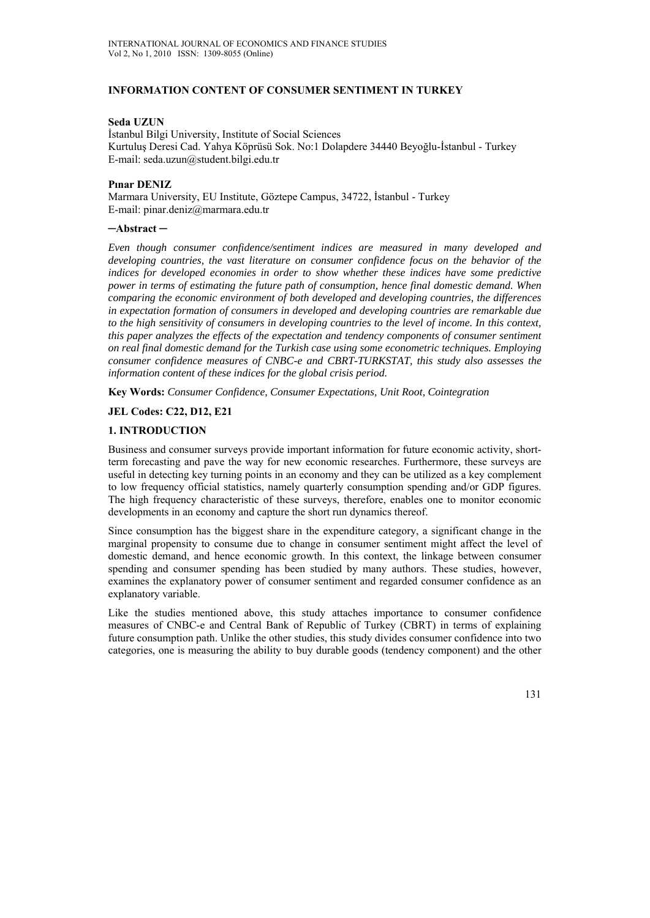# INFORMATION CONTENT OF CONSUMER SENTIMENT IN TURKEY

**Seda UZUN**

İstanbul Bilgi University, Institute of Social Sciences
Kurtuluş Deresi Cad. Yahya Köprüsü Sok. No:1 Dolapdere 34440 Beyoğlu-İstanbul - Turkey
E-mail: seda.uzun@student.bilgi.edu.tr

**Pınar DENIZ**

Marmara University, EU Institute, Göztepe Campus, 34722, İstanbul - Turkey
E-mail: pinar.deniz@marmara.edu.tr

**─Abstract ─**

*Even though consumer confidence/sentiment indices are measured in many developed and developing countries, the vast literature on consumer confidence focus on the behavior of the indices for developed economies in order to show whether these indices have some predictive power in terms of estimating the future path of consumption, hence final domestic demand. When comparing the economic environment of both developed and developing countries, the differences in expectation formation of consumers in developed and developing countries are remarkable due to the high sensitivity of consumers in developing countries to the level of income. In this context, this paper analyzes the effects of the expectation and tendency components of consumer sentiment on real final domestic demand for the Turkish case using some econometric techniques. Employing consumer confidence measures of CNBC-e and CBRT-TURKSTAT, this study also assesses the information content of these indices for the global crisis period.*

**Key Words:** *Consumer Confidence, Consumer Expectations, Unit Root, Cointegration*

**JEL Codes: C22, D12, E21**

## 1. INTRODUCTION

Business and consumer surveys provide important information for future economic activity, short-term forecasting and pave the way for new economic researches. Furthermore, these surveys are useful in detecting key turning points in an economy and they can be utilized as a key complement to low frequency official statistics, namely quarterly consumption spending and/or GDP figures. The high frequency characteristic of these surveys, therefore, enables one to monitor economic developments in an economy and capture the short run dynamics thereof.

Since consumption has the biggest share in the expenditure category, a significant change in the marginal propensity to consume due to change in consumer sentiment might affect the level of domestic demand, and hence economic growth. In this context, the linkage between consumer spending and consumer spending has been studied by many authors. These studies, however, examines the explanatory power of consumer sentiment and regarded consumer confidence as an explanatory variable.

Like the studies mentioned above, this study attaches importance to consumer confidence measures of CNBC-e and Central Bank of Republic of Turkey (CBRT) in terms of explaining future consumption path. Unlike the other studies, this study divides consumer confidence into two categories, one is measuring the ability to buy durable goods (tendency component) and the other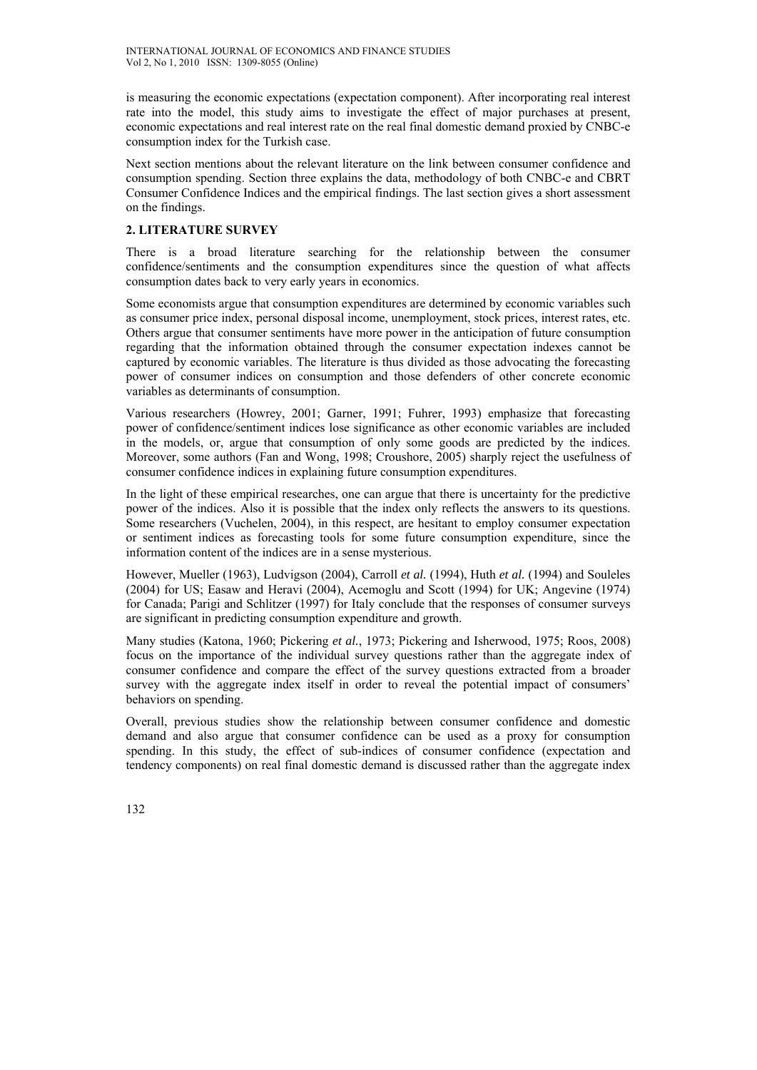is measuring the economic expectations (expectation component). After incorporating real interest rate into the model, this study aims to investigate the effect of major purchases at present, economic expectations and real interest rate on the real final domestic demand proxied by CNBC-e consumption index for the Turkish case.

Next section mentions about the relevant literature on the link between consumer confidence and consumption spending. Section three explains the data, methodology of both CNBC-e and CBRT Consumer Confidence Indices and the empirical findings. The last section gives a short assessment on the findings.

## 2. LITERATURE SURVEY

There is a broad literature searching for the relationship between the consumer confidence/sentiments and the consumption expenditures since the question of what affects consumption dates back to very early years in economics.

Some economists argue that consumption expenditures are determined by economic variables such as consumer price index, personal disposal income, unemployment, stock prices, interest rates, etc. Others argue that consumer sentiments have more power in the anticipation of future consumption regarding that the information obtained through the consumer expectation indexes cannot be captured by economic variables. The literature is thus divided as those advocating the forecasting power of consumer indices on consumption and those defenders of other concrete economic variables as determinants of consumption.

Various researchers (Howrey, 2001; Garner, 1991; Fuhrer, 1993) emphasize that forecasting power of confidence/sentiment indices lose significance as other economic variables are included in the models, or, argue that consumption of only some goods are predicted by the indices. Moreover, some authors (Fan and Wong, 1998; Croushore, 2005) sharply reject the usefulness of consumer confidence indices in explaining future consumption expenditures.

In the light of these empirical researches, one can argue that there is uncertainty for the predictive power of the indices. Also it is possible that the index only reflects the answers to its questions. Some researchers (Vuchelen, 2004), in this respect, are hesitant to employ consumer expectation or sentiment indices as forecasting tools for some future consumption expenditure, since the information content of the indices are in a sense mysterious.

However, Mueller (1963), Ludvigson (2004), Carroll *et al.* (1994), Huth *et al.* (1994) and Souleles (2004) for US; Easaw and Heravi (2004), Acemoglu and Scott (1994) for UK; Angevine (1974) for Canada; Parigi and Schlitzer (1997) for Italy conclude that the responses of consumer surveys are significant in predicting consumption expenditure and growth.

Many studies (Katona, 1960; Pickering *et al.*, 1973; Pickering and Isherwood, 1975; Roos, 2008) focus on the importance of the individual survey questions rather than the aggregate index of consumer confidence and compare the effect of the survey questions extracted from a broader survey with the aggregate index itself in order to reveal the potential impact of consumers' behaviors on spending.

Overall, previous studies show the relationship between consumer confidence and domestic demand and also argue that consumer confidence can be used as a proxy for consumption spending. In this study, the effect of sub-indices of consumer confidence (expectation and tendency components) on real final domestic demand is discussed rather than the aggregate index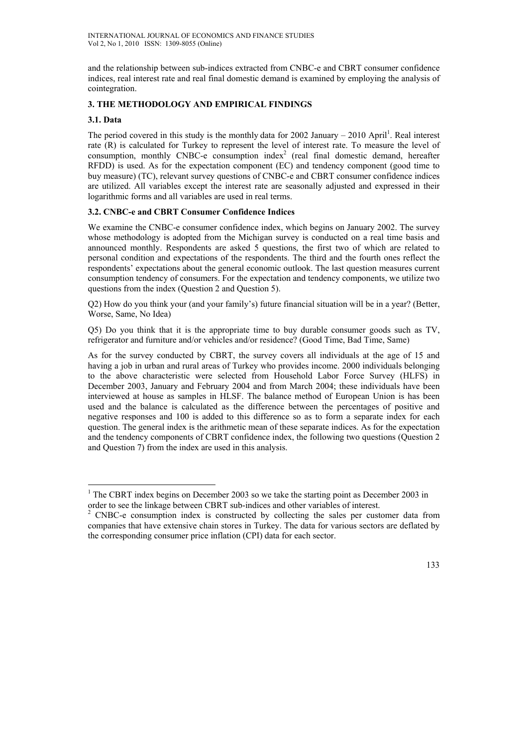and the relationship between sub-indices extracted from CNBC-e and CBRT consumer confidence indices, real interest rate and real final domestic demand is examined by employing the analysis of cointegration.

## 3. THE METHODOLOGY AND EMPIRICAL FINDINGS

### 3.1. Data

The period covered in this study is the monthly data for 2002 January – 2010 April[1]. Real interest rate (R) is calculated for Turkey to represent the level of interest rate. To measure the level of consumption, monthly CNBC-e consumption index[2] (real final domestic demand, hereafter RFDD) is used. As for the expectation component (EC) and tendency component (good time to buy measure) (TC), relevant survey questions of CNBC-e and CBRT consumer confidence indices are utilized. All variables except the interest rate are seasonally adjusted and expressed in their logarithmic forms and all variables are used in real terms.

### 3.2. CNBC-e and CBRT Consumer Confidence Indices

We examine the CNBC-e consumer confidence index, which begins on January 2002. The survey whose methodology is adopted from the Michigan survey is conducted on a real time basis and announced monthly. Respondents are asked 5 questions, the first two of which are related to personal condition and expectations of the respondents. The third and the fourth ones reflect the respondents' expectations about the general economic outlook. The last question measures current consumption tendency of consumers. For the expectation and tendency components, we utilize two questions from the index (Question 2 and Question 5).

Q2) How do you think your (and your family's) future financial situation will be in a year? (Better, Worse, Same, No Idea)

Q5) Do you think that it is the appropriate time to buy durable consumer goods such as TV, refrigerator and furniture and/or vehicles and/or residence? (Good Time, Bad Time, Same)

As for the survey conducted by CBRT, the survey covers all individuals at the age of 15 and having a job in urban and rural areas of Turkey who provides income. 2000 individuals belonging to the above characteristic were selected from Household Labor Force Survey (HLFS) in December 2003, January and February 2004 and from March 2004; these individuals have been interviewed at house as samples in HLSF. The balance method of European Union is has been used and the balance is calculated as the difference between the percentages of positive and negative responses and 100 is added to this difference so as to form a separate index for each question. The general index is the arithmetic mean of these separate indices. As for the expectation and the tendency components of CBRT confidence index, the following two questions (Question 2 and Question 7) from the index are used in this analysis.

---

[1] The CBRT index begins on December 2003 so we take the starting point as December 2003 in order to see the linkage between CBRT sub-indices and other variables of interest.

[2] CNBC-e consumption index is constructed by collecting the sales per customer data from companies that have extensive chain stores in Turkey. The data for various sectors are deflated by the corresponding consumer price inflation (CPI) data for each sector.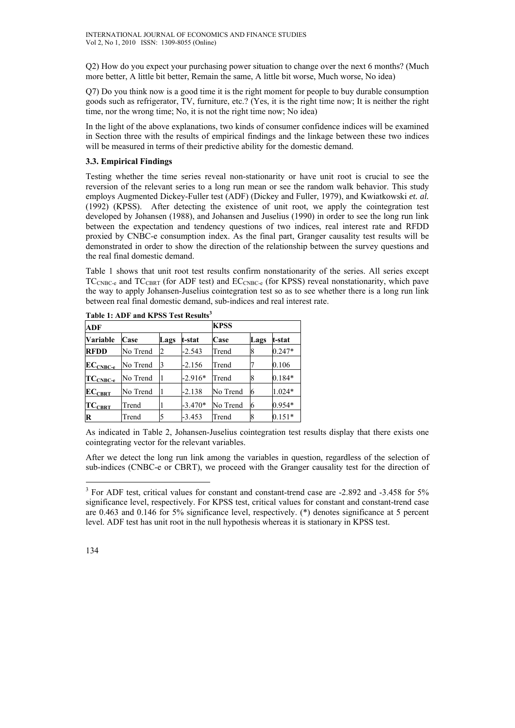Q2) How do you expect your purchasing power situation to change over the next 6 months? (Much more better, A little bit better, Remain the same, A little bit worse, Much worse, No idea)

Q7) Do you think now is a good time it is the right moment for people to buy durable consumption goods such as refrigerator, TV, furniture, etc.? (Yes, it is the right time now; It is neither the right time, nor the wrong time; No, it is not the right time now; No idea)

In the light of the above explanations, two kinds of consumer confidence indices will be examined in Section three with the results of empirical findings and the linkage between these two indices will be measured in terms of their predictive ability for the domestic demand.

### 3.3. Empirical Findings

Testing whether the time series reveal non-stationarity or have unit root is crucial to see the reversion of the relevant series to a long run mean or see the random walk behavior. This study employs Augmented Dickey-Fuller test (ADF) (Dickey and Fuller, 1979), and Kwiatkowski *et. al.* (1992) (KPSS). After detecting the existence of unit root, we apply the cointegration test developed by Johansen (1988), and Johansen and Juselius (1990) in order to see the long run link between the expectation and tendency questions of two indices, real interest rate and RFDD proxied by CNBC-e consumption index. As the final part, Granger causality test results will be demonstrated in order to show the direction of the relationship between the survey questions and the real final domestic demand.

Table 1 shows that unit root test results confirm nonstationarity of the series. All series except $TC_{CNBC\text{-}e}$ and $TC_{CBRT}$ (for ADF test) and $EC_{CNBC\text{-}e}$ (for KPSS) reveal nonstationarity, which pave the way to apply Johansen-Juselius cointegration test so as to see whether there is a long run link between real final domestic demand, sub-indices and real interest rate.

**Table 1: ADF and KPSS Test Results**[3]

| ADF | | | | KPSS | | |
|---|---|---|---|---|---|---|
| **Variable** | **Case** | **Lags** | **t-stat** | **Case** | **Lags** | **t-stat** |
| **RFDD** | No Trend | 2 | -2.543 | Trend | 8 | 0.247* |
| $\mathbf{EC_{CNBC\text{-}e}}$ | No Trend | 3 | -2.156 | Trend | 7 | 0.106 |
| $\mathbf{TC_{CNBC\text{-}e}}$ | No Trend | 1 | -2.916* | Trend | 8 | 0.184* |
| $\mathbf{EC_{CBRT}}$ | No Trend | 1 | -2.138 | No Trend | 6 | 1.024* |
| $\mathbf{TC_{CBRT}}$ | Trend | 1 | -3.470* | No Trend | 6 | 0.954* |
| **R** | Trend | 5 | -3.453 | Trend | 8 | 0.151* |

As indicated in Table 2, Johansen-Juselius cointegration test results display that there exists one cointegrating vector for the relevant variables.

After we detect the long run link among the variables in question, regardless of the selection of sub-indices (CNBC-e or CBRT), we proceed with the Granger causality test for the direction of

[3] For ADF test, critical values for constant and constant-trend case are -2.892 and -3.458 for 5% significance level, respectively. For KPSS test, critical values for constant and constant-trend case are 0.463 and 0.146 for 5% significance level, respectively. (*) denotes significance at 5 percent level. ADF test has unit root in the null hypothesis whereas it is stationary in KPSS test.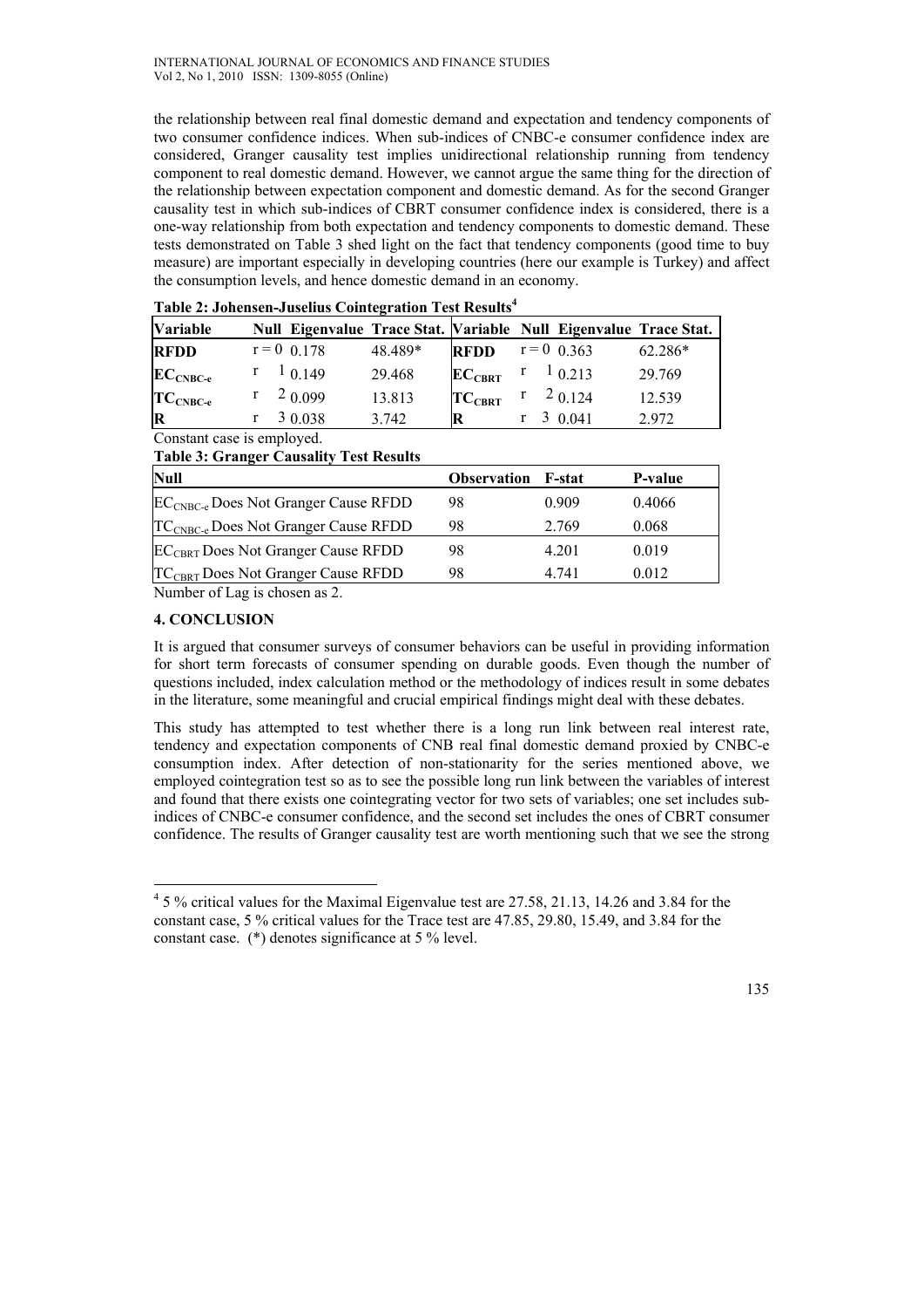the relationship between real final domestic demand and expectation and tendency components of two consumer confidence indices. When sub-indices of CNBC-e consumer confidence index are considered, Granger causality test implies unidirectional relationship running from tendency component to real domestic demand. However, we cannot argue the same thing for the direction of the relationship between expectation component and domestic demand. As for the second Granger causality test in which sub-indices of CBRT consumer confidence index is considered, there is a one-way relationship from both expectation and tendency components to domestic demand. These tests demonstrated on Table 3 shed light on the fact that tendency components (good time to buy measure) are important especially in developing countries (here our example is Turkey) and affect the consumption levels, and hence domestic demand in an economy.

**Table 2: Johensen-Juselius Cointegration Test Results**[4]

| Variable | Null | Eigenvalue | Trace Stat. | Variable | Null | Eigenvalue | Trace Stat. |
|---|---|---|---|---|---|---|---|
| **RFDD** | $r = 0$ | 0.178 | 48.489* | **RFDD** | $r = 0$ | 0.363 | 62.286* |
| **$EC_{CNBC\text{-}e}$** | $r$ 1 | 0.149 | 29.468 | **$EC_{CBRT}$** | $r$ 1 | 0.213 | 29.769 |
| **$TC_{CNBC\text{-}e}$** | $r$ 2 | 0.099 | 13.813 | **$TC_{CBRT}$** | $r$ 2 | 0.124 | 12.539 |
| **R** | $r$ 3 | 0.038 | 3.742 | **R** | $r$ 3 | 0.041 | 2.972 |

Constant case is employed.

**Table 3: Granger Causality Test Results**

| Null | Observation | F-stat | P-value |
|---|---|---|---|
| $EC_{CNBC\text{-}e}$ Does Not Granger Cause RFDD | 98 | 0.909 | 0.4066 |
| $TC_{CNBC\text{-}e}$ Does Not Granger Cause RFDD | 98 | 2.769 | 0.068 |
| $EC_{CBRT}$ Does Not Granger Cause RFDD | 98 | 4.201 | 0.019 |
| $TC_{CBRT}$ Does Not Granger Cause RFDD | 98 | 4.741 | 0.012 |

Number of Lag is chosen as 2.

## 4. CONCLUSION

It is argued that consumer surveys of consumer behaviors can be useful in providing information for short term forecasts of consumer spending on durable goods. Even though the number of questions included, index calculation method or the methodology of indices result in some debates in the literature, some meaningful and crucial empirical findings might deal with these debates.

This study has attempted to test whether there is a long run link between real interest rate, tendency and expectation components of CNB real final domestic demand proxied by CNBC-e consumption index. After detection of non-stationarity for the series mentioned above, we employed cointegration test so as to see the possible long run link between the variables of interest and found that there exists one cointegrating vector for two sets of variables; one set includes sub-indices of CNBC-e consumer confidence, and the second set includes the ones of CBRT consumer confidence. The results of Granger causality test are worth mentioning such that we see the strong

[4] 5 % critical values for the Maximal Eigenvalue test are 27.58, 21.13, 14.26 and 3.84 for the constant case, 5 % critical values for the Trace test are 47.85, 29.80, 15.49, and 3.84 for the constant case. (*) denotes significance at 5 % level.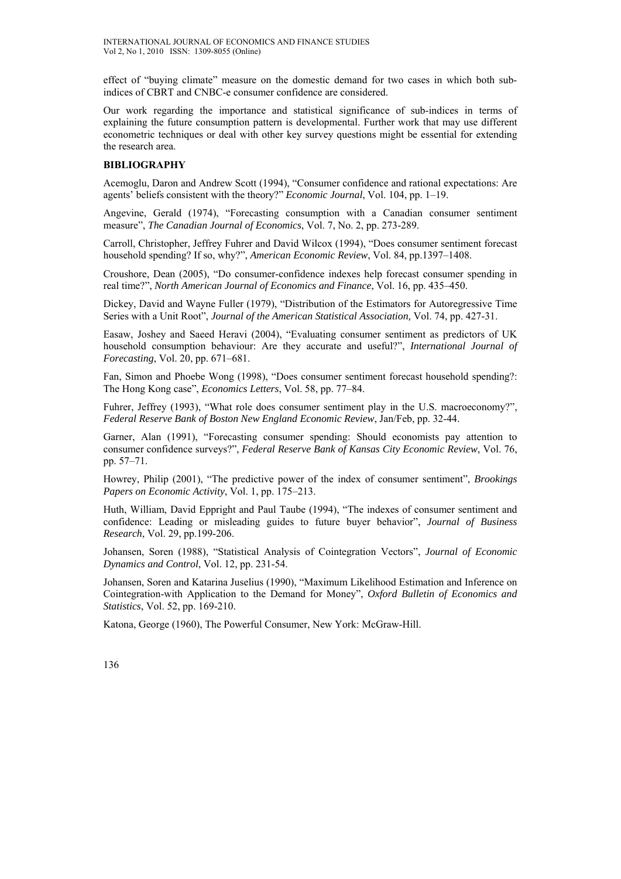effect of "buying climate" measure on the domestic demand for two cases in which both sub-indices of CBRT and CNBC-e consumer confidence are considered.

Our work regarding the importance and statistical significance of sub-indices in terms of explaining the future consumption pattern is developmental. Further work that may use different econometric techniques or deal with other key survey questions might be essential for extending the research area.

## BIBLIOGRAPHY

Acemoglu, Daron and Andrew Scott (1994), "Consumer confidence and rational expectations: Are agents' beliefs consistent with the theory?" *Economic Journal*, Vol. 104, pp. 1–19.

Angevine, Gerald (1974), "Forecasting consumption with a Canadian consumer sentiment measure", *The Canadian Journal of Economics*, Vol. 7, No. 2, pp. 273-289.

Carroll, Christopher, Jeffrey Fuhrer and David Wilcox (1994), "Does consumer sentiment forecast household spending? If so, why?", *American Economic Review*, Vol. 84, pp.1397–1408.

Croushore, Dean (2005), "Do consumer-confidence indexes help forecast consumer spending in real time?", *North American Journal of Economics and Finance*, Vol. 16, pp. 435–450.

Dickey, David and Wayne Fuller (1979), "Distribution of the Estimators for Autoregressive Time Series with a Unit Root", *Journal of the American Statistical Association,* Vol. 74, pp. 427-31.

Easaw, Joshey and Saeed Heravi (2004), "Evaluating consumer sentiment as predictors of UK household consumption behaviour: Are they accurate and useful?", *International Journal of Forecasting*, Vol. 20, pp. 671–681.

Fan, Simon and Phoebe Wong (1998), "Does consumer sentiment forecast household spending?: The Hong Kong case", *Economics Letters*, Vol. 58, pp. 77–84.

Fuhrer, Jeffrey (1993), "What role does consumer sentiment play in the U.S. macroeconomy?", *Federal Reserve Bank of Boston New England Economic Review*, Jan/Feb, pp. 32-44.

Garner, Alan (1991), "Forecasting consumer spending: Should economists pay attention to consumer confidence surveys?", *Federal Reserve Bank of Kansas City Economic Review*, Vol. 76, pp. 57–71.

Howrey, Philip (2001), "The predictive power of the index of consumer sentiment", *Brookings Papers on Economic Activity*, Vol. 1, pp. 175–213.

Huth, William, David Eppright and Paul Taube (1994), "The indexes of consumer sentiment and confidence: Leading or misleading guides to future buyer behavior", *Journal of Business Research*, Vol. 29, pp.199-206.

Johansen, Soren (1988), "Statistical Analysis of Cointegration Vectors", *Journal of Economic Dynamics and Control*, Vol. 12, pp. 231-54.

Johansen, Soren and Katarina Juselius (1990), "Maximum Likelihood Estimation and Inference on Cointegration-with Application to the Demand for Money", *Oxford Bulletin of Economics and Statistics*, Vol. 52, pp. 169-210.

Katona, George (1960), The Powerful Consumer, New York: McGraw-Hill.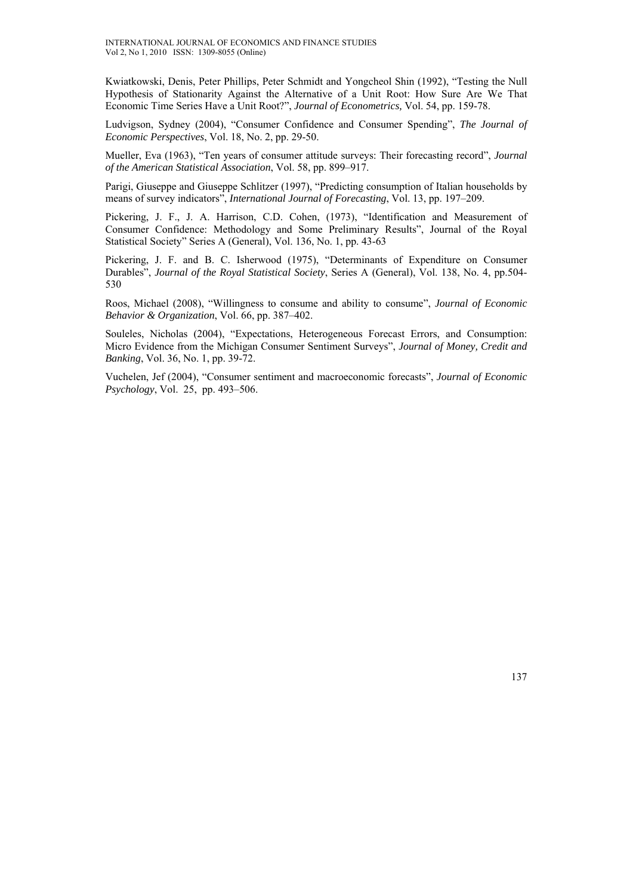Kwiatkowski, Denis, Peter Phillips, Peter Schmidt and Yongcheol Shin (1992), "Testing the Null Hypothesis of Stationarity Against the Alternative of a Unit Root: How Sure Are We That Economic Time Series Have a Unit Root?", *Journal of Econometrics,* Vol. 54, pp. 159-78.

Ludvigson, Sydney (2004), "Consumer Confidence and Consumer Spending", *The Journal of Economic Perspectives*, Vol. 18, No. 2, pp. 29-50.

Mueller, Eva (1963), "Ten years of consumer attitude surveys: Their forecasting record", *Journal of the American Statistical Association*, Vol. 58, pp. 899–917.

Parigi, Giuseppe and Giuseppe Schlitzer (1997), "Predicting consumption of Italian households by means of survey indicators", *International Journal of Forecasting*, Vol. 13, pp. 197–209.

Pickering, J. F., J. A. Harrison, C.D. Cohen, (1973), "Identification and Measurement of Consumer Confidence: Methodology and Some Preliminary Results", Journal of the Royal Statistical Society" Series A (General), Vol. 136, No. 1, pp. 43-63

Pickering, J. F. and B. C. Isherwood (1975), "Determinants of Expenditure on Consumer Durables", *Journal of the Royal Statistical Society*, Series A (General), Vol. 138, No. 4, pp.504-530

Roos, Michael (2008), "Willingness to consume and ability to consume", *Journal of Economic Behavior & Organization*, Vol. 66, pp. 387–402.

Souleles, Nicholas (2004), "Expectations, Heterogeneous Forecast Errors, and Consumption: Micro Evidence from the Michigan Consumer Sentiment Surveys", *Journal of Money, Credit and Banking*, Vol. 36, No. 1, pp. 39-72.

Vuchelen, Jef (2004), "Consumer sentiment and macroeconomic forecasts", *Journal of Economic Psychology*, Vol. 25, pp. 493–506.